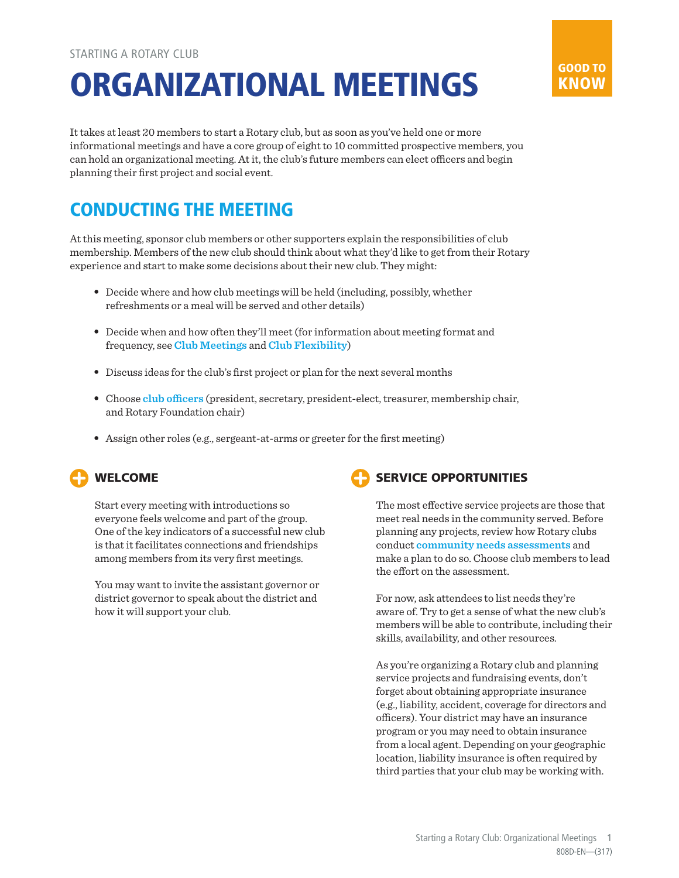STARTING A ROTARY CLUB

# ORGANIZATIONAL MEETINGS

GOOD TO KNOW

It takes at least 20 members to start a Rotary club, but as soon as you've held one or more informational meetings and have a core group of eight to 10 committed prospective members, you can hold an organizational meeting. At it, the club's future members can elect officers and begin planning their first project and social event.

## CONDUCTING THE MEETING

At this meeting, sponsor club members or other supporters explain the responsibilities of club membership. Members of the new club should think about what they'd like to get from their Rotary experience and start to make some decisions about their new club. They might:

- Decide where and how club meetings will be held (including, possibly, whether refreshments or a meal will be served and other details)
- Decide when and how often they'll meet (for information about meeting format and frequency, see **Club Meetings** and **Club Flexibility**)
- Discuss ideas for the club's first project or plan for the next several months
- Choose **club officers** (president, secretary, president-elect, treasurer, membership chair, and Rotary Foundation chair)
- Assign other roles (e.g., sergeant-at-arms or greeter for the first meeting)

### WELCOME

Start every meeting with introductions so everyone feels welcome and part of the group. One of the key indicators of a successful new club is that it facilitates connections and friendships among members from its very first meetings.

You may want to invite the assistant governor or district governor to speak about the district and how it will support your club.

### SERVICE OPPORTUNITIES

The most effective service projects are those that meet real needs in the community served. Before planning any projects, review how Rotary clubs conduct **community needs assessments** and make a plan to do so. Choose club members to lead the effort on the assessment.

For now, ask attendees to list needs they're aware of. Try to get a sense of what the new club's members will be able to contribute, including their skills, availability, and other resources.

As you're organizing a Rotary club and planning service projects and fundraising events, don't forget about obtaining appropriate insurance (e.g., liability, accident, coverage for directors and officers). Your district may have an insurance program or you may need to obtain insurance from a local agent. Depending on your geographic location, liability insurance is often required by third parties that your club may be working with.

808D-EN—(317)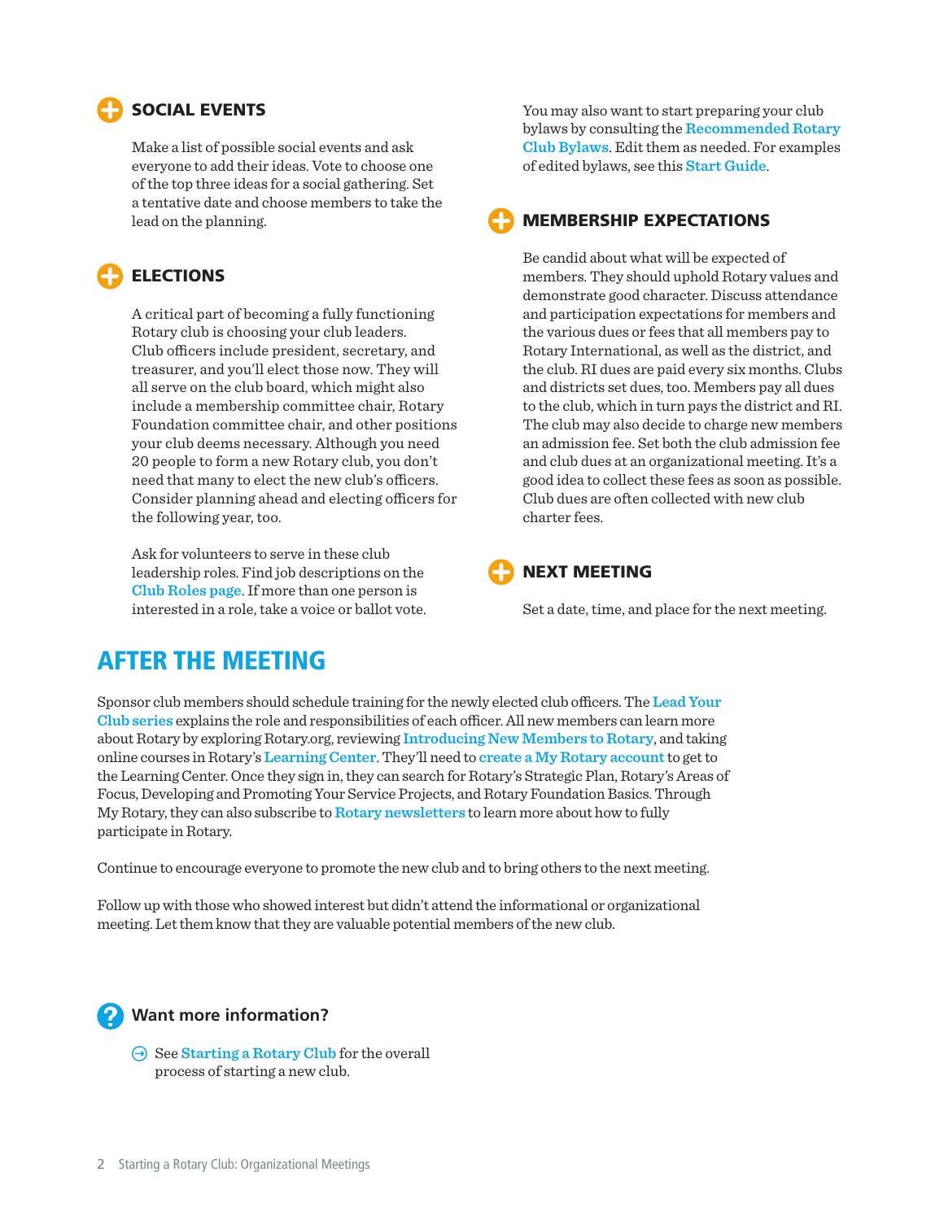### SOCIAL EVENTS

Make a list of possible social events and ask everyone to add their ideas. Vote to choose one of the top three ideas for a social gathering. Set a tentative date and choose members to take the lead on the planning.

### ELECTIONS

A critical part of becoming a fully functioning Rotary club is choosing your club leaders. Club officers include president, secretary, and treasurer, and you'll elect those now. They will all serve on the club board, which might also include a membership committee chair, Rotary Foundation committee chair, and other positions your club deems necessary. Although you need 20 people to form a new Rotary club, you don't need that many to elect the new club's officers. Consider planning ahead and electing officers for the following year, too.

Ask for volunteers to serve in these club leadership roles. Find job descriptions on the **Club Roles page**. If more than one person is interested in a role, take a voice or ballot vote.

You may also want to start preparing your club bylaws by consulting the **Recommended Rotary Club Bylaws**. Edit them as needed. For examples of edited bylaws, see this **Start Guide**.

### MEMBERSHIP EXPECTATIONS

Be candid about what will be expected of members. They should uphold Rotary values and demonstrate good character. Discuss attendance and participation expectations for members and the various dues or fees that all members pay to Rotary International, as well as the district, and the club. RI dues are paid every six months. Clubs and districts set dues, too. Members pay all dues to the club, which in turn pays the district and RI. The club may also decide to charge new members an admission fee. Set both the club admission fee and club dues at an organizational meeting. It's a good idea to collect these fees as soon as possible. Club dues are often collected with new club charter fees.

### NEXT MEETING

Set a date, time, and place for the next meeting.

## AFTER THE MEETING

Sponsor club members should schedule training for the newly elected club officers. The **Lead Your Club series** explains the role and responsibilities of each officer. All new members can learn more about Rotary by exploring Rotary.org, reviewing **Introducing New Members to Rotary**, and taking online courses in Rotary's **Learning Center**. They'll need to **create a My Rotary account** to get to the Learning Center. Once they sign in, they can search for Rotary's Strategic Plan, Rotary's Areas of Focus, Developing and Promoting Your Service Projects, and Rotary Foundation Basics. Through My Rotary, they can also subscribe to **Rotary newsletters** to learn more about how to fully participate in Rotary.

Continue to encourage everyone to promote the new club and to bring others to the next meeting.

Follow up with those who showed interest but didn't attend the informational or organizational meeting. Let them know that they are valuable potential members of the new club.

### Want more information?

- See **Starting a Rotary Club** for the overall process of starting a new club.